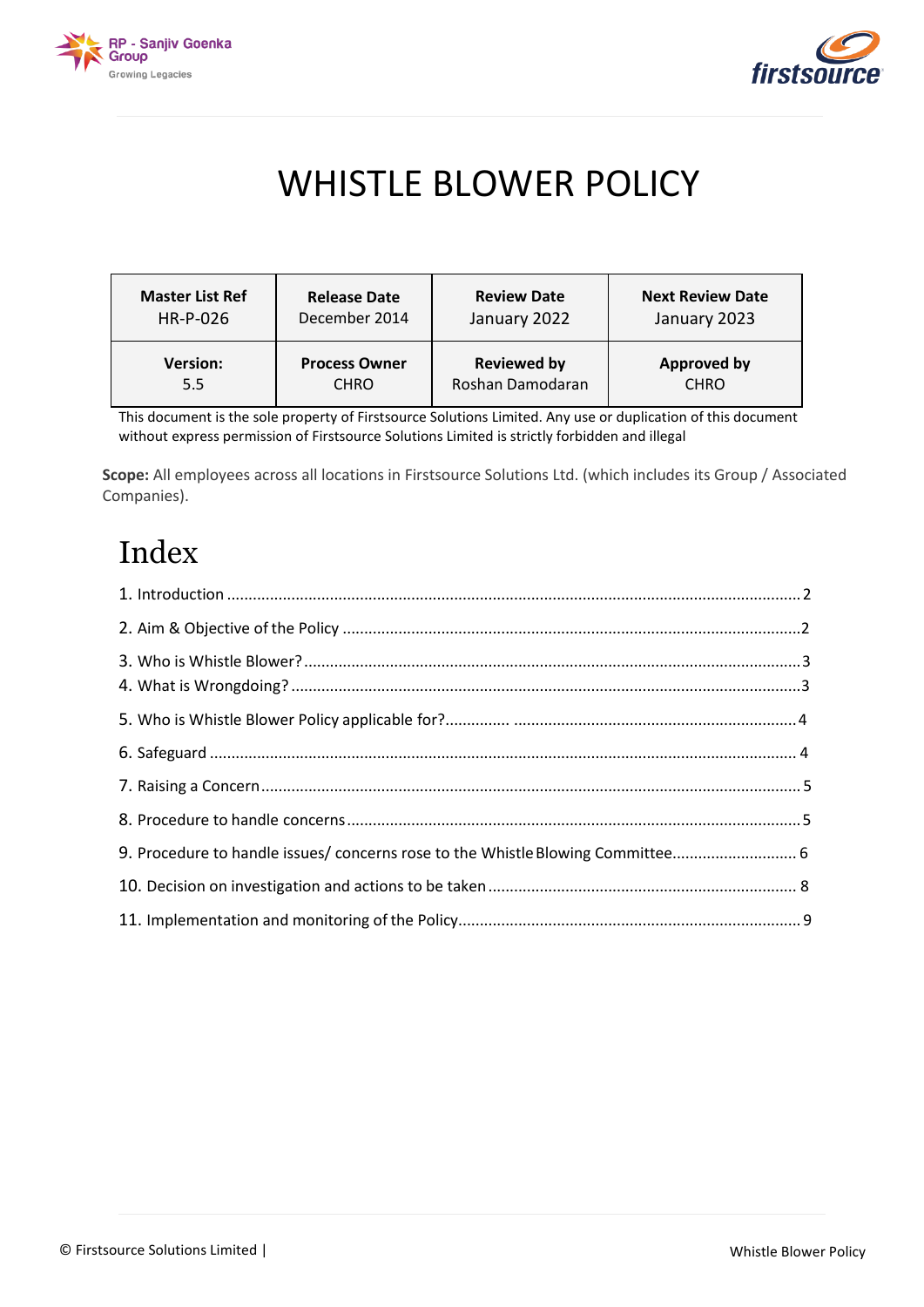# WHISTLE BLOWER POLICY

| Master List Ref<br>HR-P-026 | Release Date<br>December 2014 | Review Date<br>January 2022 | Next Review Date<br>January 2023 |
|---|---|---|---|
| **Version:**<br>5.5 | **Process Owner**<br>CHRO | **Reviewed by**<br>Roshan Damodaran | **Approved by**<br>CHRO |

This document is the sole property of Firstsource Solutions Limited. Any use or duplication of this document without express permission of Firstsource Solutions Limited is strictly forbidden and illegal

**Scope:** All employees across all locations in Firstsource Solutions Ltd. (which includes its Group / Associated Companies).

# Index

1. Introduction .................... 2
2. Aim & Objective of the Policy .................... 2
3. Who is Whistle Blower? .................... 3
4. What is Wrongdoing? .................... 3
5. Who is Whistle Blower Policy applicable for? .................... 4
6. Safeguard .................... 4
7. Raising a Concern .................... 5
8. Procedure to handle concerns .................... 5
9. Procedure to handle issues/ concerns rose to the Whistle Blowing Committee .................... 6
10. Decision on investigation and actions to be taken .................... 8
11. Implementation and monitoring of the Policy .................... 9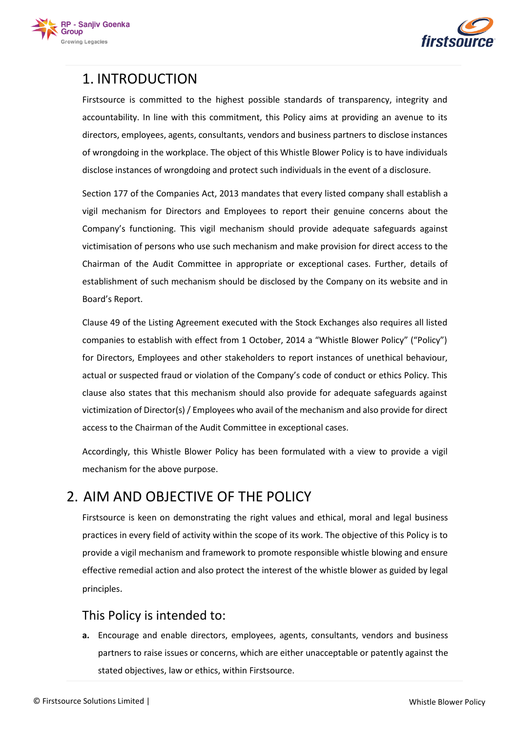## 1. INTRODUCTION

Firstsource is committed to the highest possible standards of transparency, integrity and accountability. In line with this commitment, this Policy aims at providing an avenue to its directors, employees, agents, consultants, vendors and business partners to disclose instances of wrongdoing in the workplace. The object of this Whistle Blower Policy is to have individuals disclose instances of wrongdoing and protect such individuals in the event of a disclosure.

Section 177 of the Companies Act, 2013 mandates that every listed company shall establish a vigil mechanism for Directors and Employees to report their genuine concerns about the Company's functioning. This vigil mechanism should provide adequate safeguards against victimisation of persons who use such mechanism and make provision for direct access to the Chairman of the Audit Committee in appropriate or exceptional cases. Further, details of establishment of such mechanism should be disclosed by the Company on its website and in Board's Report.

Clause 49 of the Listing Agreement executed with the Stock Exchanges also requires all listed companies to establish with effect from 1 October, 2014 a "Whistle Blower Policy" ("Policy") for Directors, Employees and other stakeholders to report instances of unethical behaviour, actual or suspected fraud or violation of the Company's code of conduct or ethics Policy. This clause also states that this mechanism should also provide for adequate safeguards against victimization of Director(s) / Employees who avail of the mechanism and also provide for direct access to the Chairman of the Audit Committee in exceptional cases.

Accordingly, this Whistle Blower Policy has been formulated with a view to provide a vigil mechanism for the above purpose.

## 2. AIM AND OBJECTIVE OF THE POLICY

Firstsource is keen on demonstrating the right values and ethical, moral and legal business practices in every field of activity within the scope of its work. The objective of this Policy is to provide a vigil mechanism and framework to promote responsible whistle blowing and ensure effective remedial action and also protect the interest of the whistle blower as guided by legal principles.

### This Policy is intended to:

**a.** Encourage and enable directors, employees, agents, consultants, vendors and business partners to raise issues or concerns, which are either unacceptable or patently against the stated objectives, law or ethics, within Firstsource.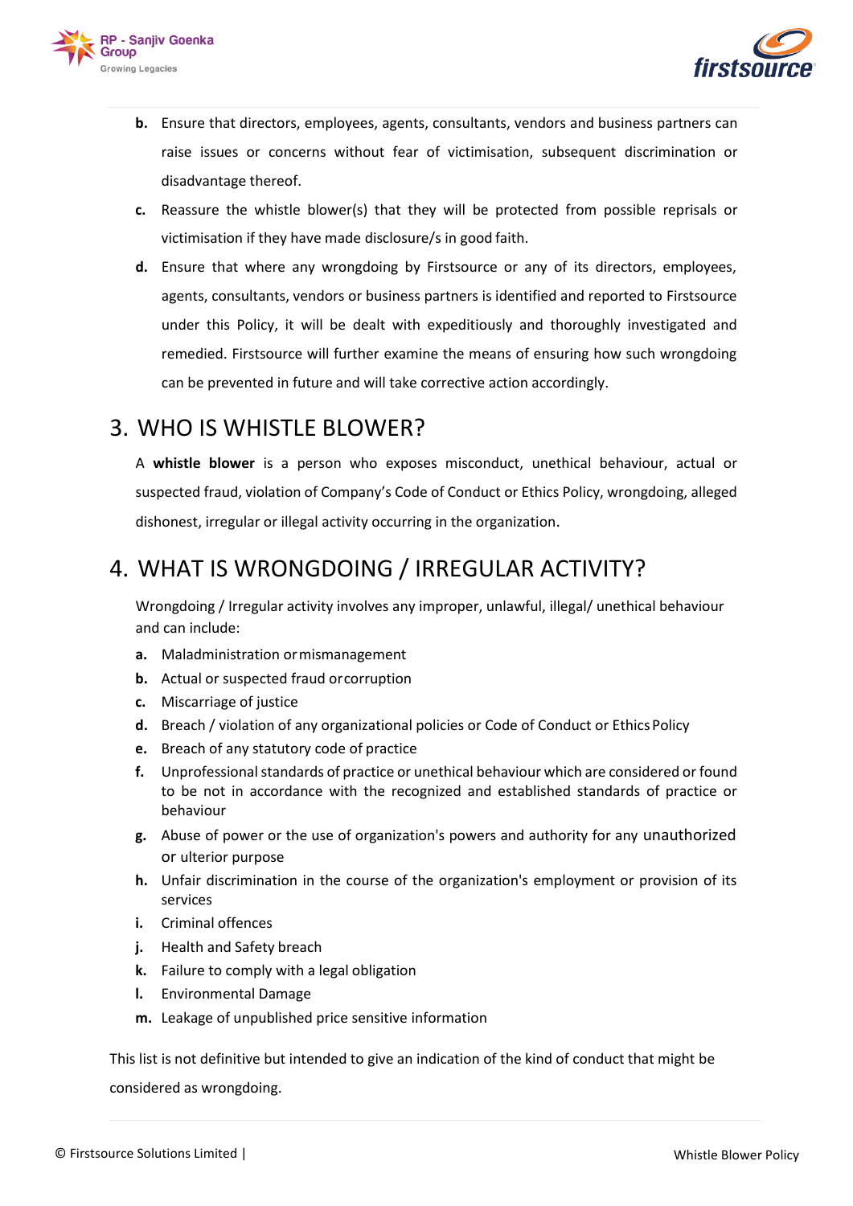b. Ensure that directors, employees, agents, consultants, vendors and business partners can raise issues or concerns without fear of victimisation, subsequent discrimination or disadvantage thereof.

c. Reassure the whistle blower(s) that they will be protected from possible reprisals or victimisation if they have made disclosure/s in good faith.

d. Ensure that where any wrongdoing by Firstsource or any of its directors, employees, agents, consultants, vendors or business partners is identified and reported to Firstsource under this Policy, it will be dealt with expeditiously and thoroughly investigated and remedied. Firstsource will further examine the means of ensuring how such wrongdoing can be prevented in future and will take corrective action accordingly.

## 3. WHO IS WHISTLE BLOWER?

A **whistle blower** is a person who exposes misconduct, unethical behaviour, actual or suspected fraud, violation of Company's Code of Conduct or Ethics Policy, wrongdoing, alleged dishonest, irregular or illegal activity occurring in the organization.

## 4. WHAT IS WRONGDOING / IRREGULAR ACTIVITY?

Wrongdoing / Irregular activity involves any improper, unlawful, illegal/ unethical behaviour and can include:

a. Maladministration or mismanagement
b. Actual or suspected fraud or corruption
c. Miscarriage of justice
d. Breach / violation of any organizational policies or Code of Conduct or Ethics Policy
e. Breach of any statutory code of practice
f. Unprofessional standards of practice or unethical behaviour which are considered or found to be not in accordance with the recognized and established standards of practice or behaviour
g. Abuse of power or the use of organization's powers and authority for any unauthorized or ulterior purpose
h. Unfair discrimination in the course of the organization's employment or provision of its services
i. Criminal offences
j. Health and Safety breach
k. Failure to comply with a legal obligation
l. Environmental Damage
m. Leakage of unpublished price sensitive information

This list is not definitive but intended to give an indication of the kind of conduct that might be considered as wrongdoing.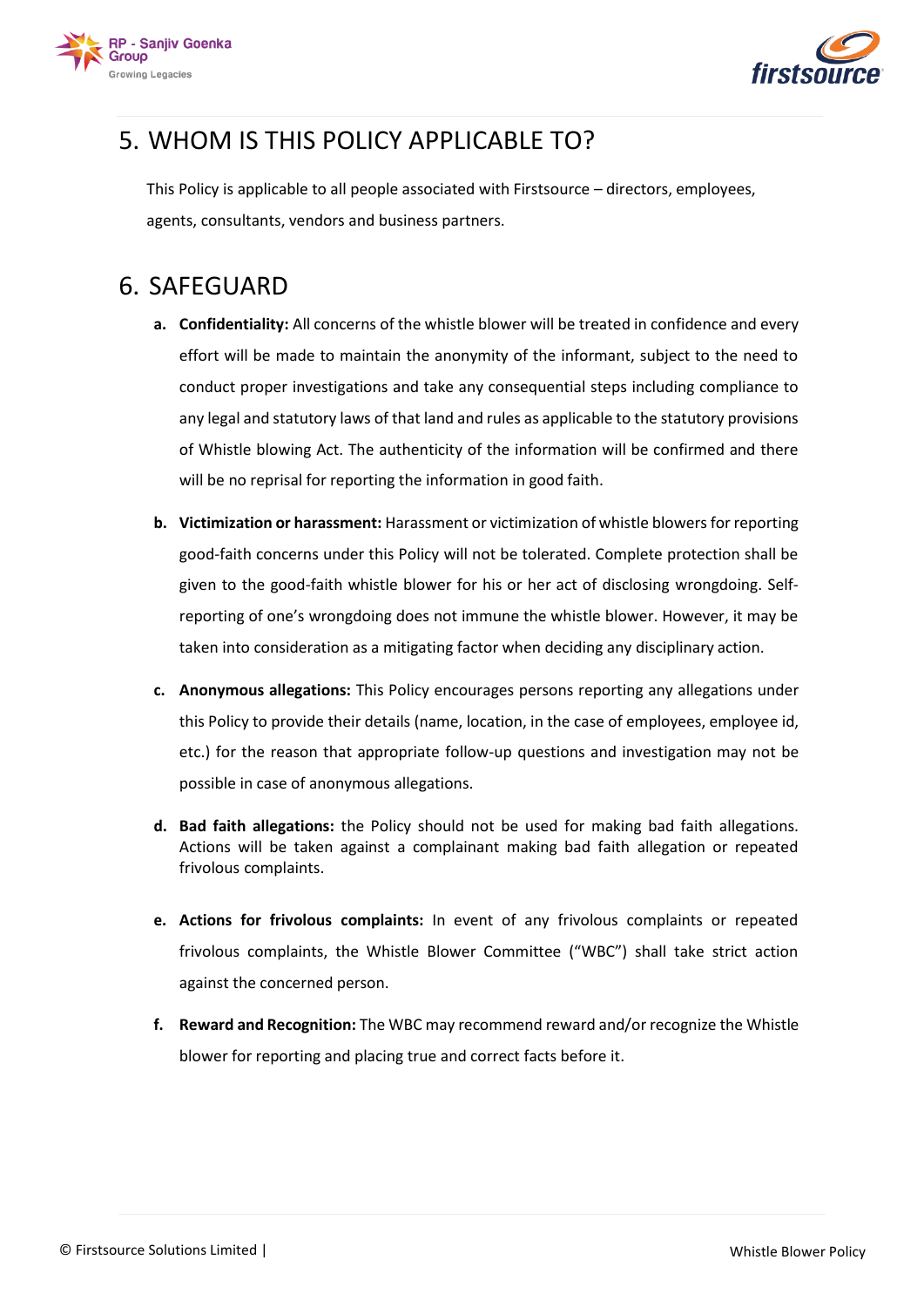## 5. WHOM IS THIS POLICY APPLICABLE TO?

This Policy is applicable to all people associated with Firstsource – directors, employees, agents, consultants, vendors and business partners.

## 6. SAFEGUARD

a. **Confidentiality:** All concerns of the whistle blower will be treated in confidence and every effort will be made to maintain the anonymity of the informant, subject to the need to conduct proper investigations and take any consequential steps including compliance to any legal and statutory laws of that land and rules as applicable to the statutory provisions of Whistle blowing Act. The authenticity of the information will be confirmed and there will be no reprisal for reporting the information in good faith.

b. **Victimization or harassment:** Harassment or victimization of whistle blowers for reporting good-faith concerns under this Policy will not be tolerated. Complete protection shall be given to the good-faith whistle blower for his or her act of disclosing wrongdoing. Self-reporting of one's wrongdoing does not immune the whistle blower. However, it may be taken into consideration as a mitigating factor when deciding any disciplinary action.

c. **Anonymous allegations:** This Policy encourages persons reporting any allegations under this Policy to provide their details (name, location, in the case of employees, employee id, etc.) for the reason that appropriate follow-up questions and investigation may not be possible in case of anonymous allegations.

d. **Bad faith allegations:** the Policy should not be used for making bad faith allegations. Actions will be taken against a complainant making bad faith allegation or repeated frivolous complaints.

e. **Actions for frivolous complaints:** In event of any frivolous complaints or repeated frivolous complaints, the Whistle Blower Committee ("WBC") shall take strict action against the concerned person.

f. **Reward and Recognition:** The WBC may recommend reward and/or recognize the Whistle blower for reporting and placing true and correct facts before it.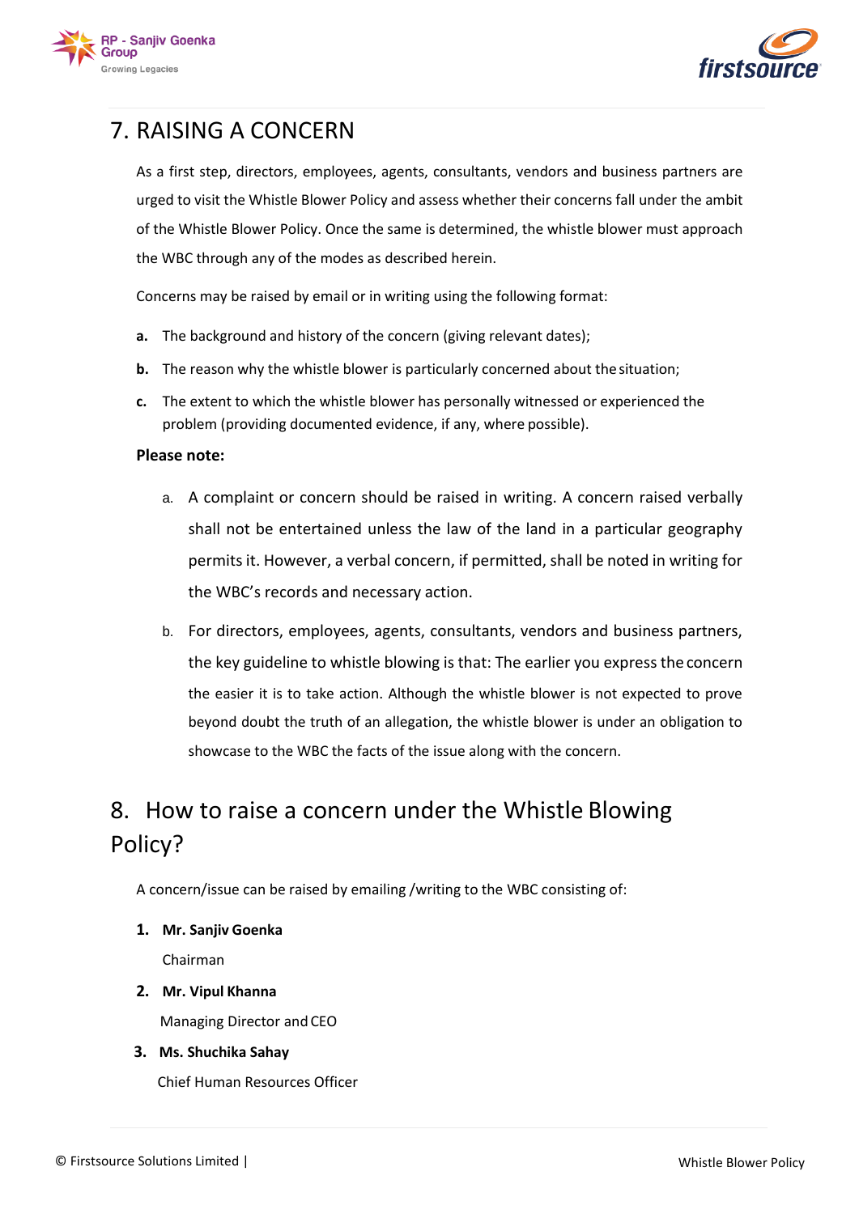## 7. RAISING A CONCERN

As a first step, directors, employees, agents, consultants, vendors and business partners are urged to visit the Whistle Blower Policy and assess whether their concerns fall under the ambit of the Whistle Blower Policy. Once the same is determined, the whistle blower must approach the WBC through any of the modes as described herein.

Concerns may be raised by email or in writing using the following format:

**a.** The background and history of the concern (giving relevant dates);

**b.** The reason why the whistle blower is particularly concerned about the situation;

**c.** The extent to which the whistle blower has personally witnessed or experienced the problem (providing documented evidence, if any, where possible).

**Please note:**

a. A complaint or concern should be raised in writing. A concern raised verbally shall not be entertained unless the law of the land in a particular geography permits it. However, a verbal concern, if permitted, shall be noted in writing for the WBC's records and necessary action.

b. For directors, employees, agents, consultants, vendors and business partners, the key guideline to whistle blowing is that: The earlier you express the concern the easier it is to take action. Although the whistle blower is not expected to prove beyond doubt the truth of an allegation, the whistle blower is under an obligation to showcase to the WBC the facts of the issue along with the concern.

## 8. How to raise a concern under the Whistle Blowing Policy?

A concern/issue can be raised by emailing /writing to the WBC consisting of:

1. **Mr. Sanjiv Goenka**
   Chairman
2. **Mr. Vipul Khanna**
   Managing Director and CEO
3. **Ms. Shuchika Sahay**
   Chief Human Resources Officer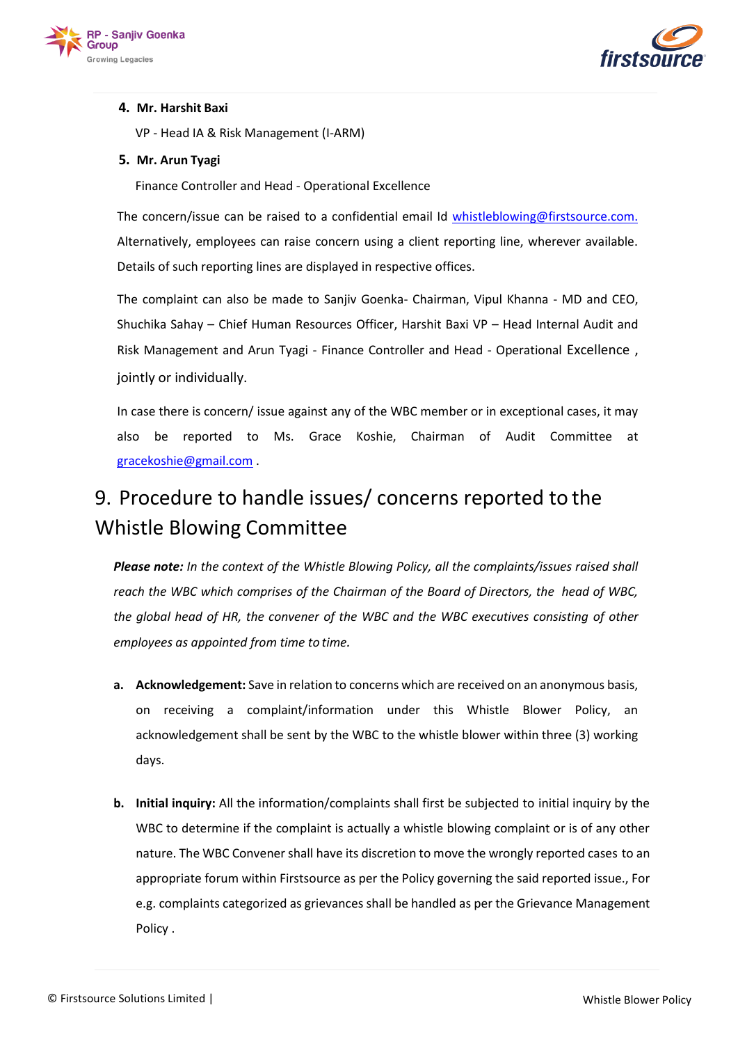4. **Mr. Harshit Baxi**

   VP - Head IA & Risk Management (I-ARM)

5. **Mr. Arun Tyagi**

   Finance Controller and Head - Operational Excellence

The concern/issue can be raised to a confidential email Id whistleblowing@firstsource.com. Alternatively, employees can raise concern using a client reporting line, wherever available. Details of such reporting lines are displayed in respective offices.

The complaint can also be made to Sanjiv Goenka- Chairman, Vipul Khanna - MD and CEO, Shuchika Sahay – Chief Human Resources Officer, Harshit Baxi VP – Head Internal Audit and Risk Management and Arun Tyagi - Finance Controller and Head - Operational Excellence , jointly or individually.

In case there is concern/ issue against any of the WBC member or in exceptional cases, it may also be reported to Ms. Grace Koshie, Chairman of Audit Committee at gracekoshie@gmail.com .

# 9. Procedure to handle issues/ concerns reported to the Whistle Blowing Committee

***Please note:*** *In the context of the Whistle Blowing Policy, all the complaints/issues raised shall reach the WBC which comprises of the Chairman of the Board of Directors, the head of WBC, the global head of HR, the convener of the WBC and the WBC executives consisting of other employees as appointed from time to time.*

a. **Acknowledgement:** Save in relation to concerns which are received on an anonymous basis, on receiving a complaint/information under this Whistle Blower Policy, an acknowledgement shall be sent by the WBC to the whistle blower within three (3) working days.

b. **Initial inquiry:** All the information/complaints shall first be subjected to initial inquiry by the WBC to determine if the complaint is actually a whistle blowing complaint or is of any other nature. The WBC Convener shall have its discretion to move the wrongly reported cases to an appropriate forum within Firstsource as per the Policy governing the said reported issue., For e.g. complaints categorized as grievances shall be handled as per the Grievance Management Policy .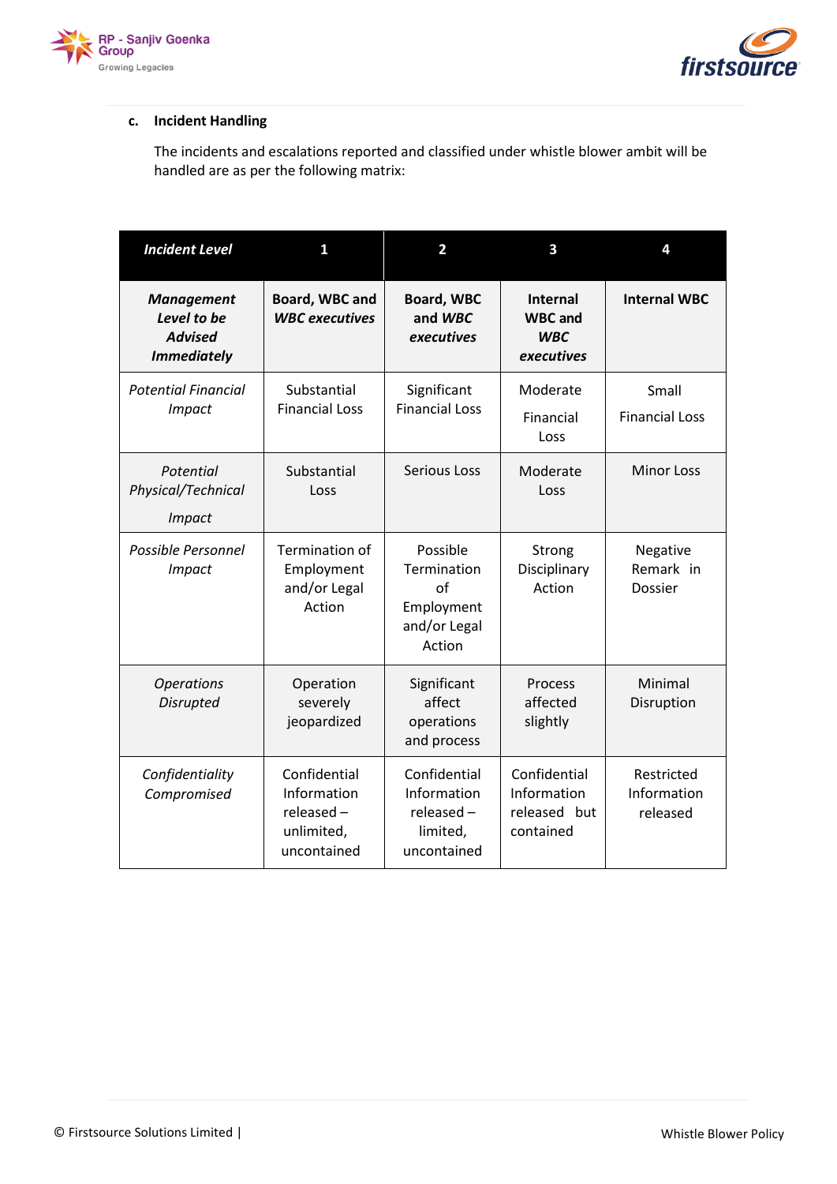**c. Incident Handling**

The incidents and escalations reported and classified under whistle blower ambit will be handled are as per the following matrix:

| *Incident Level* | 1 | 2 | 3 | 4 |
|---|---|---|---|---|
| ***Management Level to be Advised Immediately*** | **Board, WBC and *WBC executives*** | **Board, WBC and *WBC executives*** | **Internal WBC and *WBC executives*** | **Internal WBC** |
| *Potential Financial Impact* | Substantial Financial Loss | Significant Financial Loss | Moderate Financial Loss | Small Financial Loss |
| *Potential Physical/Technical Impact* | Substantial Loss | Serious Loss | Moderate Loss | Minor Loss |
| *Possible Personnel Impact* | Termination of Employment and/or Legal Action | Possible Termination of Employment and/or Legal Action | Strong Disciplinary Action | Negative Remark in Dossier |
| *Operations Disrupted* | Operation severely jeopardized | Significant affect operations and process | Process affected slightly | Minimal Disruption |
| *Confidentiality Compromised* | Confidential Information released – unlimited, uncontained | Confidential Information released – limited, uncontained | Confidential Information released but contained | Restricted Information released |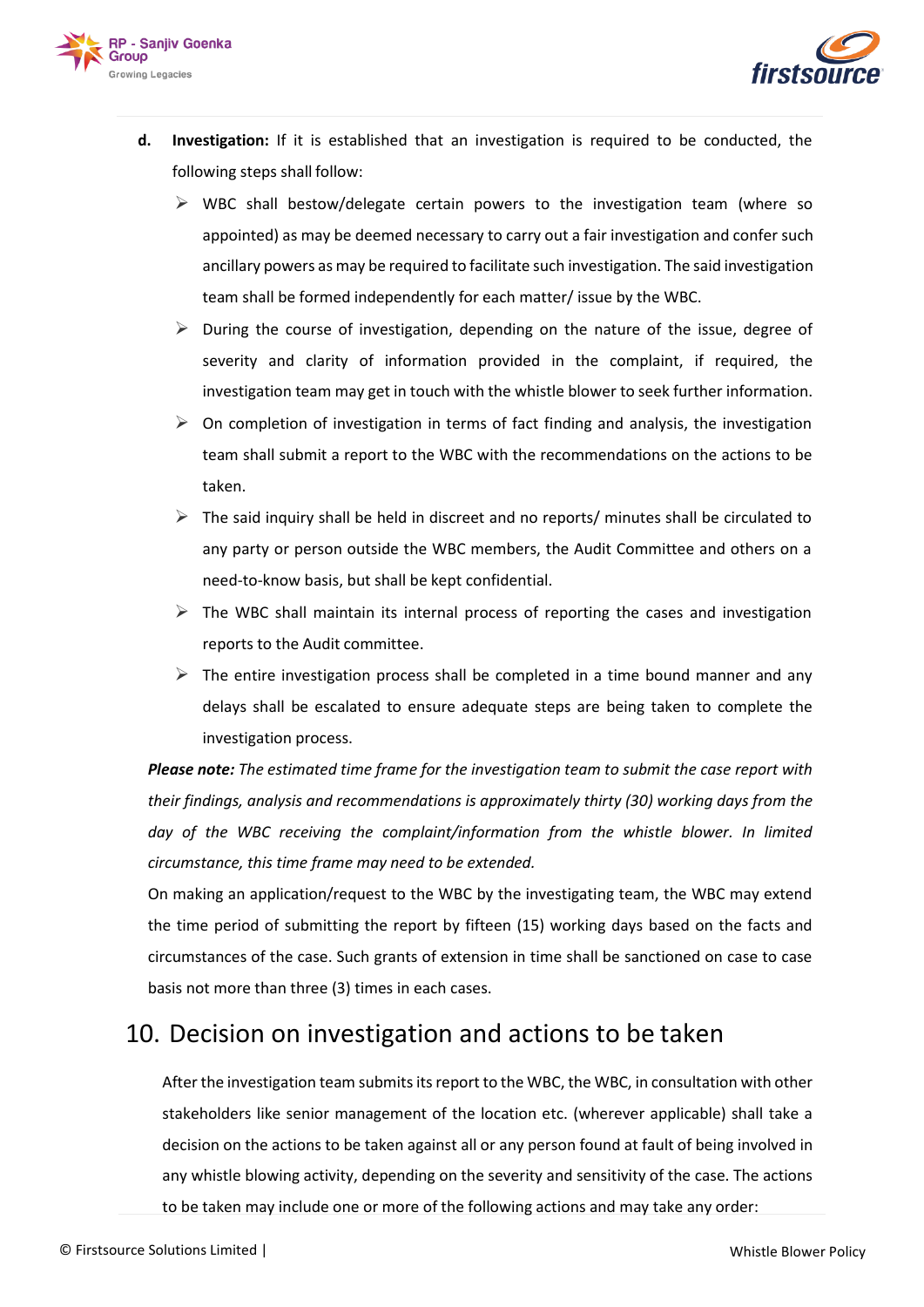**d. Investigation:** If it is established that an investigation is required to be conducted, the following steps shall follow:

- WBC shall bestow/delegate certain powers to the investigation team (where so appointed) as may be deemed necessary to carry out a fair investigation and confer such ancillary powers as may be required to facilitate such investigation. The said investigation team shall be formed independently for each matter/ issue by the WBC.
- During the course of investigation, depending on the nature of the issue, degree of severity and clarity of information provided in the complaint, if required, the investigation team may get in touch with the whistle blower to seek further information.
- On completion of investigation in terms of fact finding and analysis, the investigation team shall submit a report to the WBC with the recommendations on the actions to be taken.
- The said inquiry shall be held in discreet and no reports/ minutes shall be circulated to any party or person outside the WBC members, the Audit Committee and others on a need-to-know basis, but shall be kept confidential.
- The WBC shall maintain its internal process of reporting the cases and investigation reports to the Audit committee.
- The entire investigation process shall be completed in a time bound manner and any delays shall be escalated to ensure adequate steps are being taken to complete the investigation process.

***Please note:*** *The estimated time frame for the investigation team to submit the case report with their findings, analysis and recommendations is approximately thirty (30) working days from the day of the WBC receiving the complaint/information from the whistle blower. In limited circumstance, this time frame may need to be extended.*

On making an application/request to the WBC by the investigating team, the WBC may extend the time period of submitting the report by fifteen (15) working days based on the facts and circumstances of the case. Such grants of extension in time shall be sanctioned on case to case basis not more than three (3) times in each cases.

## 10. Decision on investigation and actions to be taken

After the investigation team submits its report to the WBC, the WBC, in consultation with other stakeholders like senior management of the location etc. (wherever applicable) shall take a decision on the actions to be taken against all or any person found at fault of being involved in any whistle blowing activity, depending on the severity and sensitivity of the case. The actions to be taken may include one or more of the following actions and may take any order: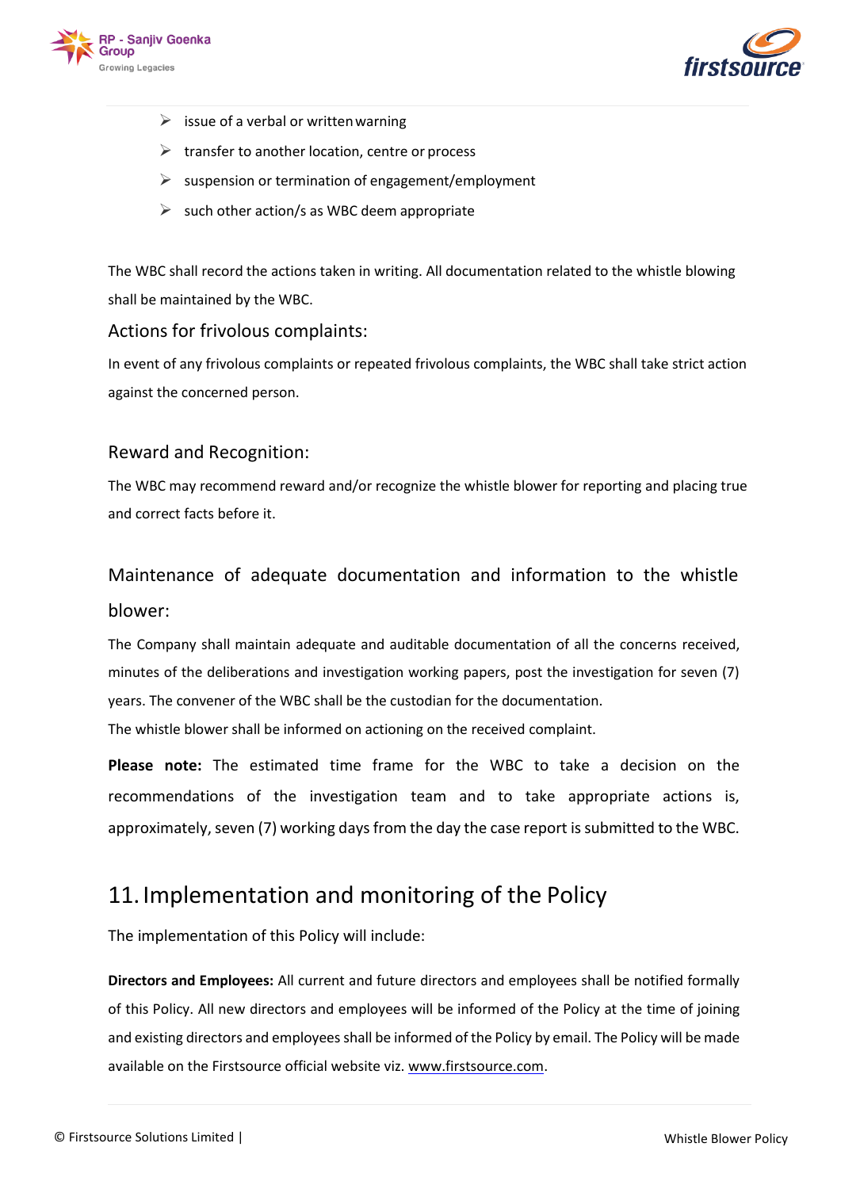- issue of a verbal or written warning
- transfer to another location, centre or process
- suspension or termination of engagement/employment
- such other action/s as WBC deem appropriate

The WBC shall record the actions taken in writing. All documentation related to the whistle blowing shall be maintained by the WBC.

### Actions for frivolous complaints:

In event of any frivolous complaints or repeated frivolous complaints, the WBC shall take strict action against the concerned person.

### Reward and Recognition:

The WBC may recommend reward and/or recognize the whistle blower for reporting and placing true and correct facts before it.

### Maintenance of adequate documentation and information to the whistle blower:

The Company shall maintain adequate and auditable documentation of all the concerns received, minutes of the deliberations and investigation working papers, post the investigation for seven (7) years. The convener of the WBC shall be the custodian for the documentation.

The whistle blower shall be informed on actioning on the received complaint.

**Please note:** The estimated time frame for the WBC to take a decision on the recommendations of the investigation team and to take appropriate actions is, approximately, seven (7) working days from the day the case report is submitted to the WBC.

## 11. Implementation and monitoring of the Policy

The implementation of this Policy will include:

**Directors and Employees:** All current and future directors and employees shall be notified formally of this Policy. All new directors and employees will be informed of the Policy at the time of joining and existing directors and employees shall be informed of the Policy by email. The Policy will be made available on the Firstsource official website viz. www.firstsource.com.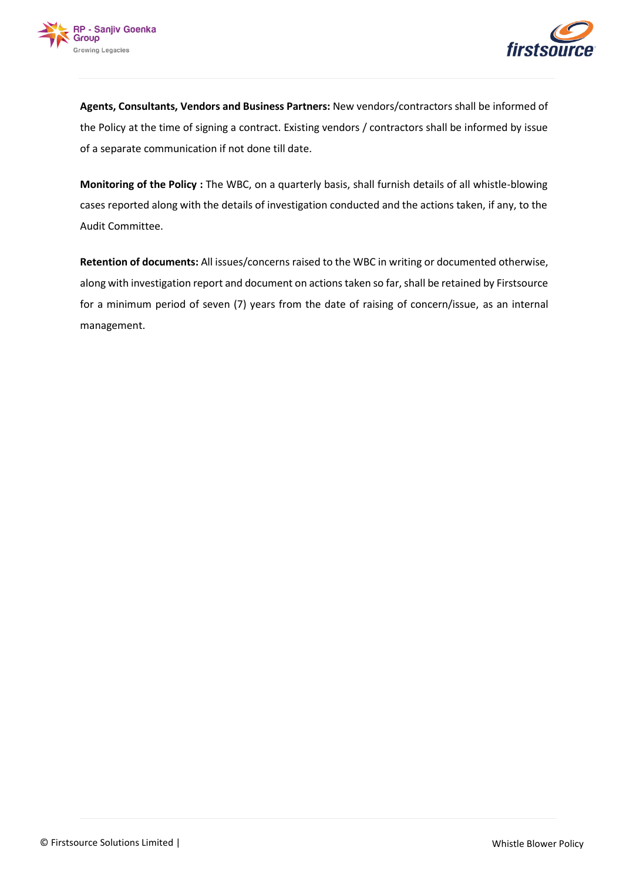**Agents, Consultants, Vendors and Business Partners:** New vendors/contractors shall be informed of the Policy at the time of signing a contract. Existing vendors / contractors shall be informed by issue of a separate communication if not done till date.

**Monitoring of the Policy :** The WBC, on a quarterly basis, shall furnish details of all whistle-blowing cases reported along with the details of investigation conducted and the actions taken, if any, to the Audit Committee.

**Retention of documents:** All issues/concerns raised to the WBC in writing or documented otherwise, along with investigation report and document on actions taken so far, shall be retained by Firstsource for a minimum period of seven (7) years from the date of raising of concern/issue, as an internal management.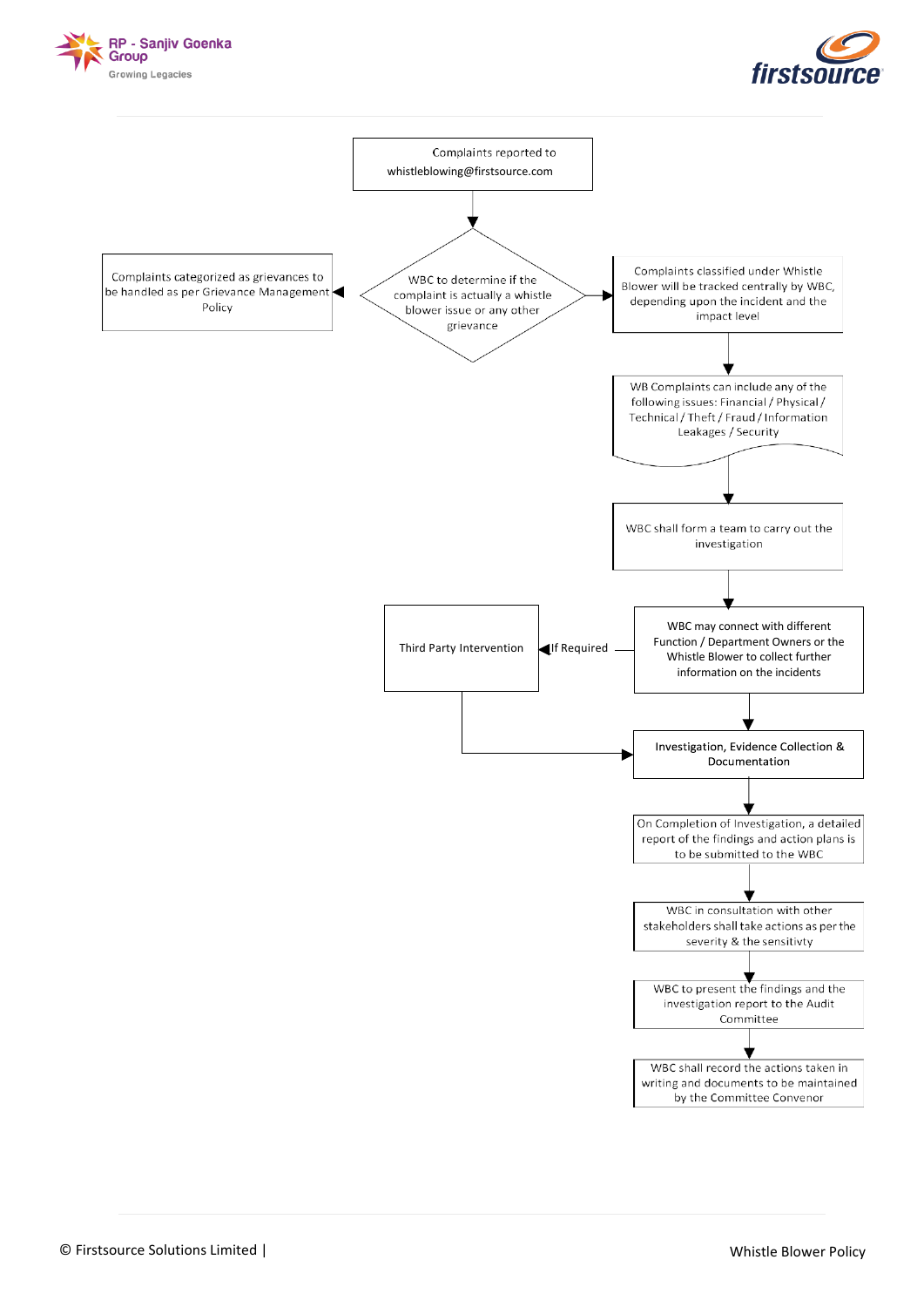Complaints reported to whistleblowing@firstsource.com

WBC to determine if the complaint is actually a whistle blower issue or any other grievance

Complaints categorized as grievances to be handled as per Grievance Management Policy

Complaints classified under Whistle Blower will be tracked centrally by WBC, depending upon the incident and the impact level

WB Complaints can include any of the following issues: Financial / Physical / Technical / Theft / Fraud / Information Leakages / Security

WBC shall form a team to carry out the investigation

WBC may connect with different Function / Department Owners or the Whistle Blower to collect further information on the incidents

If Required

Third Party Intervention

Investigation, Evidence Collection & Documentation

On Completion of Investigation, a detailed report of the findings and action plans is to be submitted to the WBC

WBC in consultation with other stakeholders shall take actions as per the severity & the sensitivty

WBC to present the findings and the investigation report to the Audit Committee

WBC shall record the actions taken in writing and documents to be maintained by the Committee Convenor